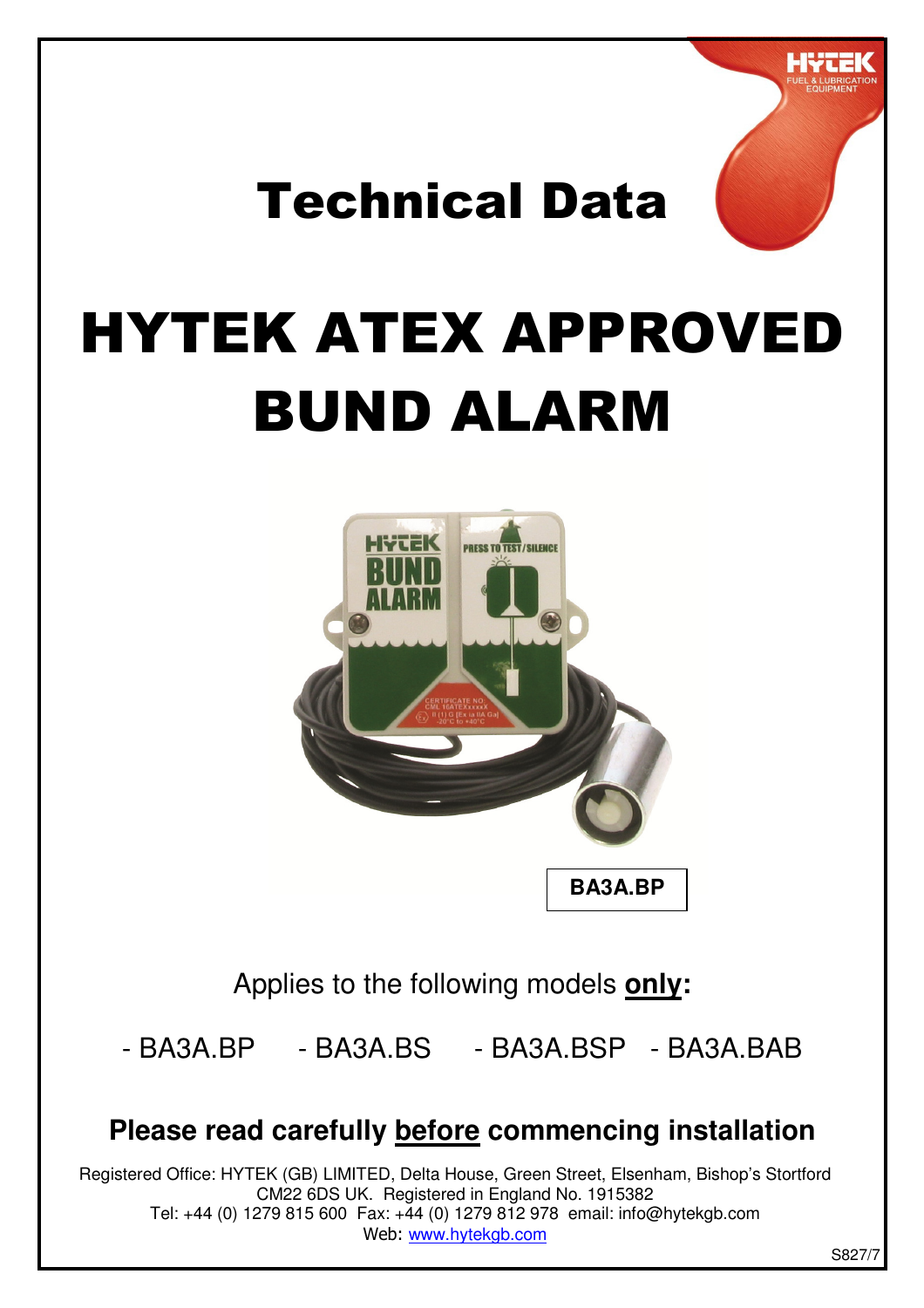# Technical Data

# HYTEK ATEX APPROVED BUND ALARM

**BA3A.BP**

Applies to the following models **only:**

- BA3A.BP - BA3A.BS - BA3A.BSP - BA3A.BAB

**Please read carefully before commencing installation**

Registered Office: HYTEK (GB) LIMITED, Delta House, Green Street, Elsenham, Bishop's Stortford CM22 6DS UK. Registered in England No. 1915382
Tel: +44 (0) 1279 815 600 Fax: +44 (0) 1279 812 978 email: info@hytekgb.com
Web: www.hytekgb.com

S827/7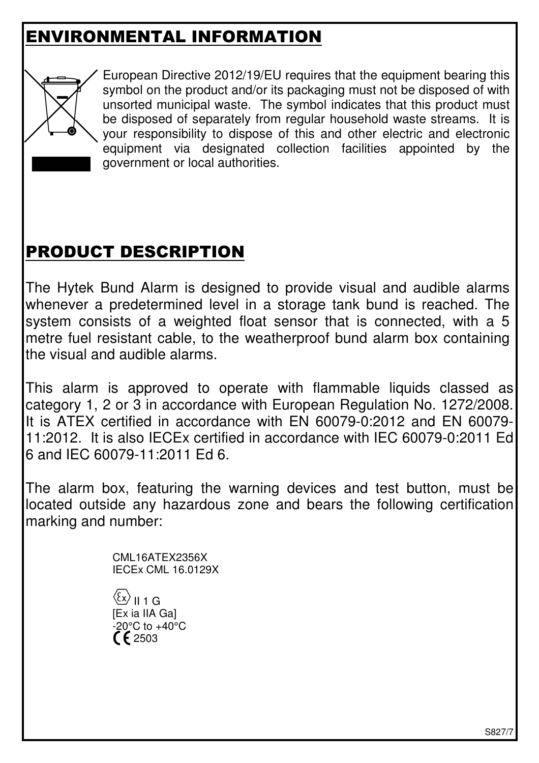## ENVIRONMENTAL INFORMATION

European Directive 2012/19/EU requires that the equipment bearing this symbol on the product and/or its packaging must not be disposed of with unsorted municipal waste. The symbol indicates that this product must be disposed of separately from regular household waste streams. It is your responsibility to dispose of this and other electric and electronic equipment via designated collection facilities appointed by the government or local authorities.

## PRODUCT DESCRIPTION

The Hytek Bund Alarm is designed to provide visual and audible alarms whenever a predetermined level in a storage tank bund is reached. The system consists of a weighted float sensor that is connected, with a 5 metre fuel resistant cable, to the weatherproof bund alarm box containing the visual and audible alarms.

This alarm is approved to operate with flammable liquids classed as category 1, 2 or 3 in accordance with European Regulation No. 1272/2008. It is ATEX certified in accordance with EN 60079-0:2012 and EN 60079-11:2012. It is also IECEx certified in accordance with IEC 60079-0:2011 Ed 6 and IEC 60079-11:2011 Ed 6.

The alarm box, featuring the warning devices and test button, must be located outside any hazardous zone and bears the following certification marking and number:

CML16ATEX2356X
IECEx CML 16.0129X

Ex II 1 G
[Ex ia IIA Ga]
-20°C to +40°C
CE 2503

S827/7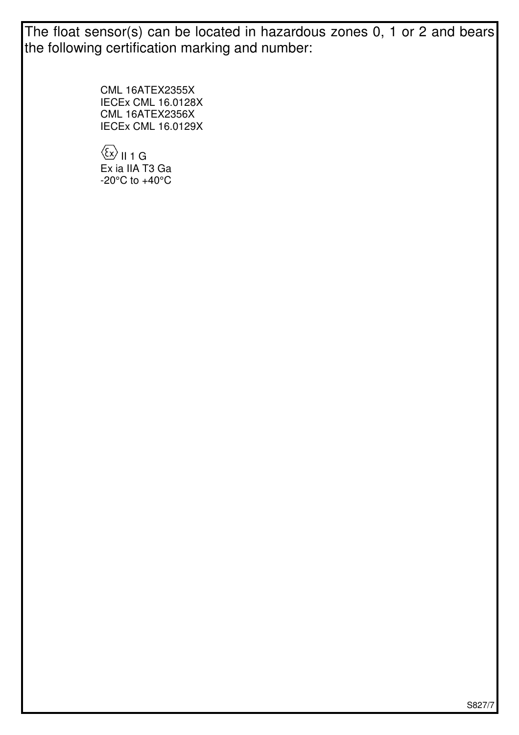The float sensor(s) can be located in hazardous zones 0, 1 or 2 and bears the following certification marking and number:

CML 16ATEX2355X
IECEx CML 16.0128X
CML 16ATEX2356X
IECEx CML 16.0129X

⟨Ex⟩ II 1 G
Ex ia IIA T3 Ga
-20°C to +40°C

S827/7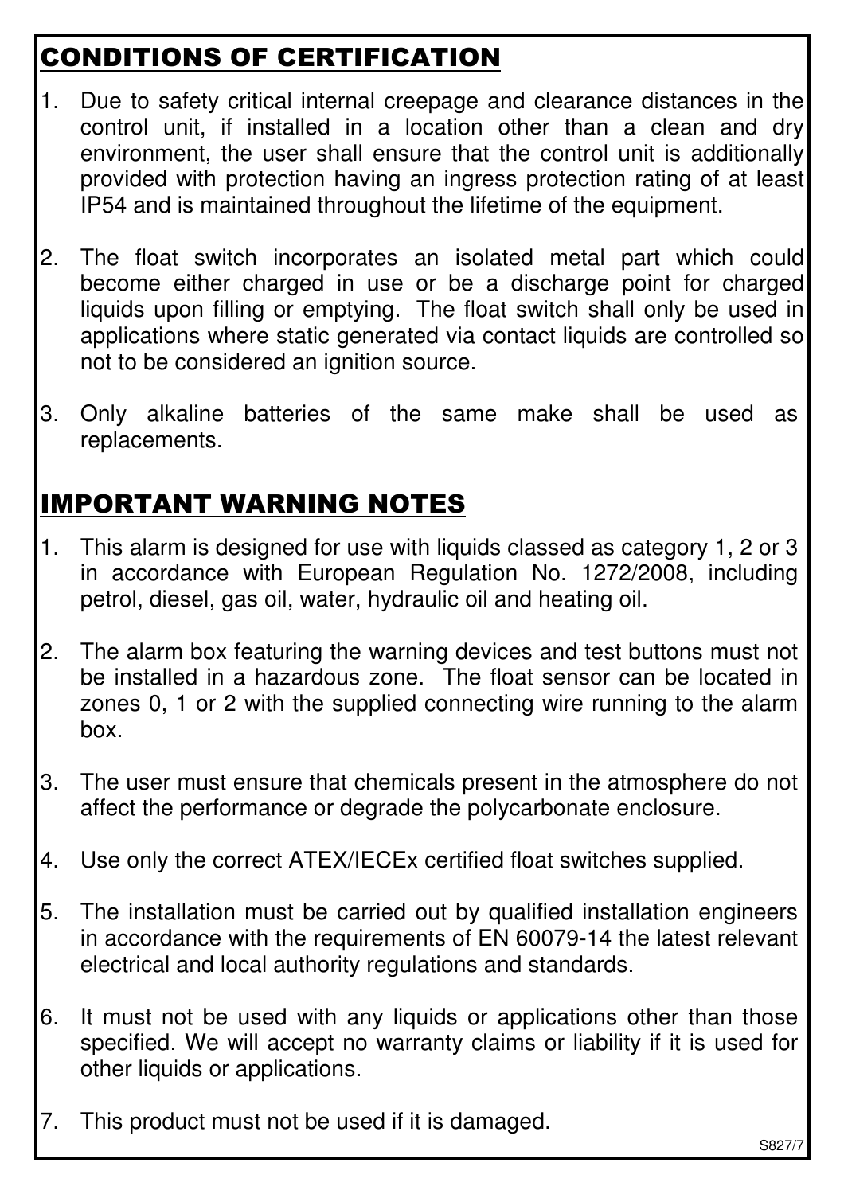## CONDITIONS OF CERTIFICATION

1. Due to safety critical internal creepage and clearance distances in the control unit, if installed in a location other than a clean and dry environment, the user shall ensure that the control unit is additionally provided with protection having an ingress protection rating of at least IP54 and is maintained throughout the lifetime of the equipment.

2. The float switch incorporates an isolated metal part which could become either charged in use or be a discharge point for charged liquids upon filling or emptying. The float switch shall only be used in applications where static generated via contact liquids are controlled so not to be considered an ignition source.

3. Only alkaline batteries of the same make shall be used as replacements.

## IMPORTANT WARNING NOTES

1. This alarm is designed for use with liquids classed as category 1, 2 or 3 in accordance with European Regulation No. 1272/2008, including petrol, diesel, gas oil, water, hydraulic oil and heating oil.

2. The alarm box featuring the warning devices and test buttons must not be installed in a hazardous zone. The float sensor can be located in zones 0, 1 or 2 with the supplied connecting wire running to the alarm box.

3. The user must ensure that chemicals present in the atmosphere do not affect the performance or degrade the polycarbonate enclosure.

4. Use only the correct ATEX/IECEx certified float switches supplied.

5. The installation must be carried out by qualified installation engineers in accordance with the requirements of EN 60079-14 the latest relevant electrical and local authority regulations and standards.

6. It must not be used with any liquids or applications other than those specified. We will accept no warranty claims or liability if it is used for other liquids or applications.

7. This product must not be used if it is damaged.

S827/7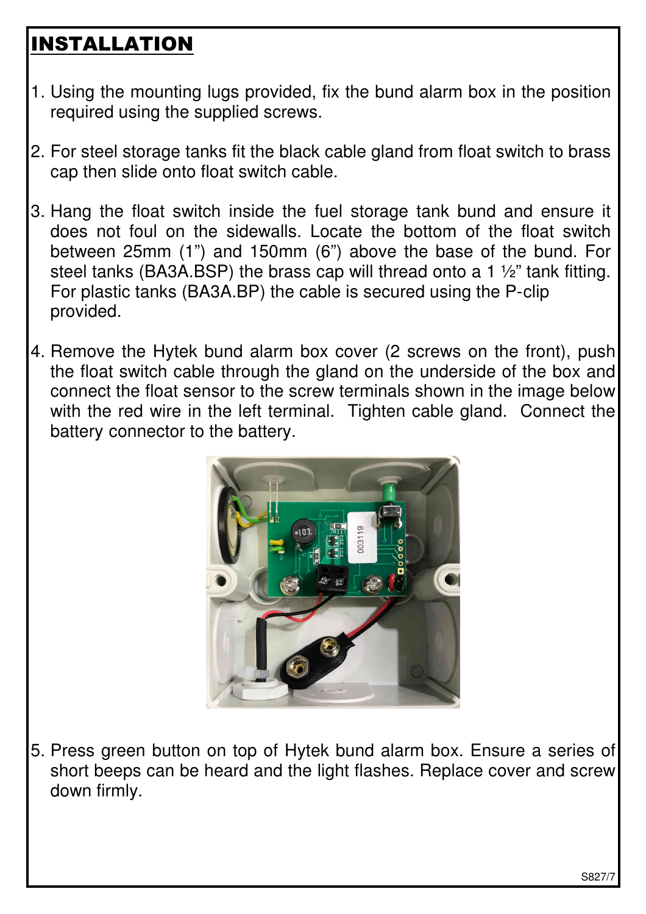# INSTALLATION

1. Using the mounting lugs provided, fix the bund alarm box in the position required using the supplied screws.

2. For steel storage tanks fit the black cable gland from float switch to brass cap then slide onto float switch cable.

3. Hang the float switch inside the fuel storage tank bund and ensure it does not foul on the sidewalls. Locate the bottom of the float switch between 25mm (1") and 150mm (6") above the base of the bund. For steel tanks (BA3A.BSP) the brass cap will thread onto a 1 ½" tank fitting. For plastic tanks (BA3A.BP) the cable is secured using the P-clip provided.

4. Remove the Hytek bund alarm box cover (2 screws on the front), push the float switch cable through the gland on the underside of the box and connect the float sensor to the screw terminals shown in the image below with the red wire in the left terminal. Tighten cable gland. Connect the battery connector to the battery.

5. Press green button on top of Hytek bund alarm box. Ensure a series of short beeps can be heard and the light flashes. Replace cover and screw down firmly.

S827/7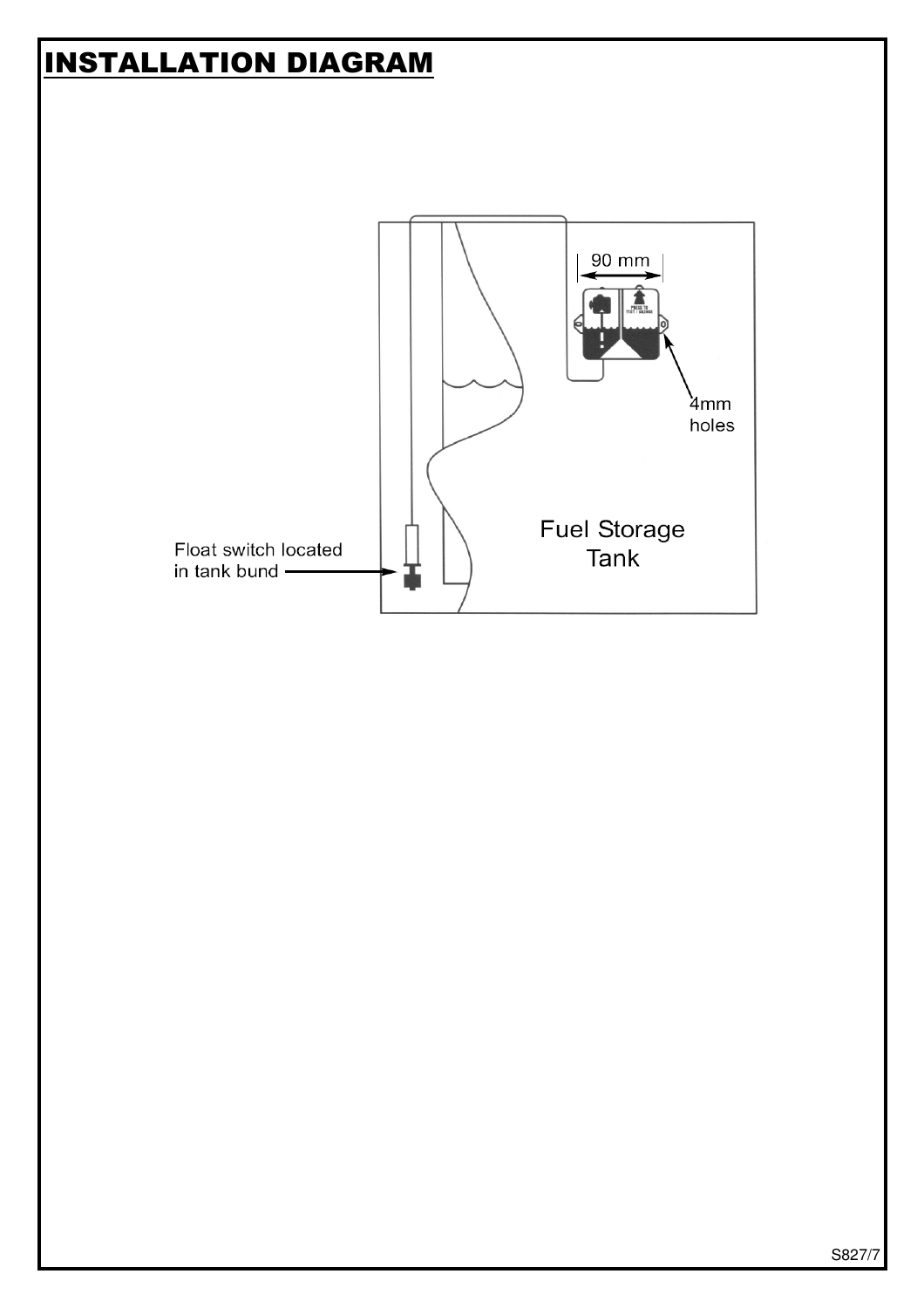# INSTALLATION DIAGRAM

90 mm

4mm holes

Fuel Storage Tank

Float switch located in tank bund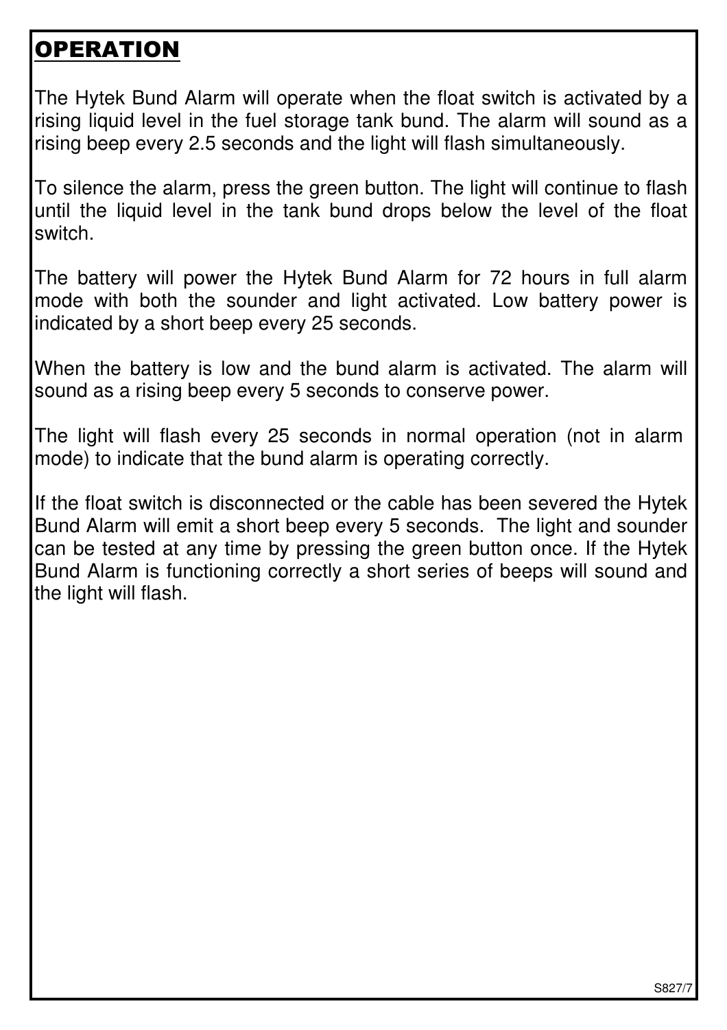# OPERATION

The Hytek Bund Alarm will operate when the float switch is activated by a rising liquid level in the fuel storage tank bund. The alarm will sound as a rising beep every 2.5 seconds and the light will flash simultaneously.

To silence the alarm, press the green button. The light will continue to flash until the liquid level in the tank bund drops below the level of the float switch.

The battery will power the Hytek Bund Alarm for 72 hours in full alarm mode with both the sounder and light activated. Low battery power is indicated by a short beep every 25 seconds.

When the battery is low and the bund alarm is activated. The alarm will sound as a rising beep every 5 seconds to conserve power.

The light will flash every 25 seconds in normal operation (not in alarm mode) to indicate that the bund alarm is operating correctly.

If the float switch is disconnected or the cable has been severed the Hytek Bund Alarm will emit a short beep every 5 seconds. The light and sounder can be tested at any time by pressing the green button once. If the Hytek Bund Alarm is functioning correctly a short series of beeps will sound and the light will flash.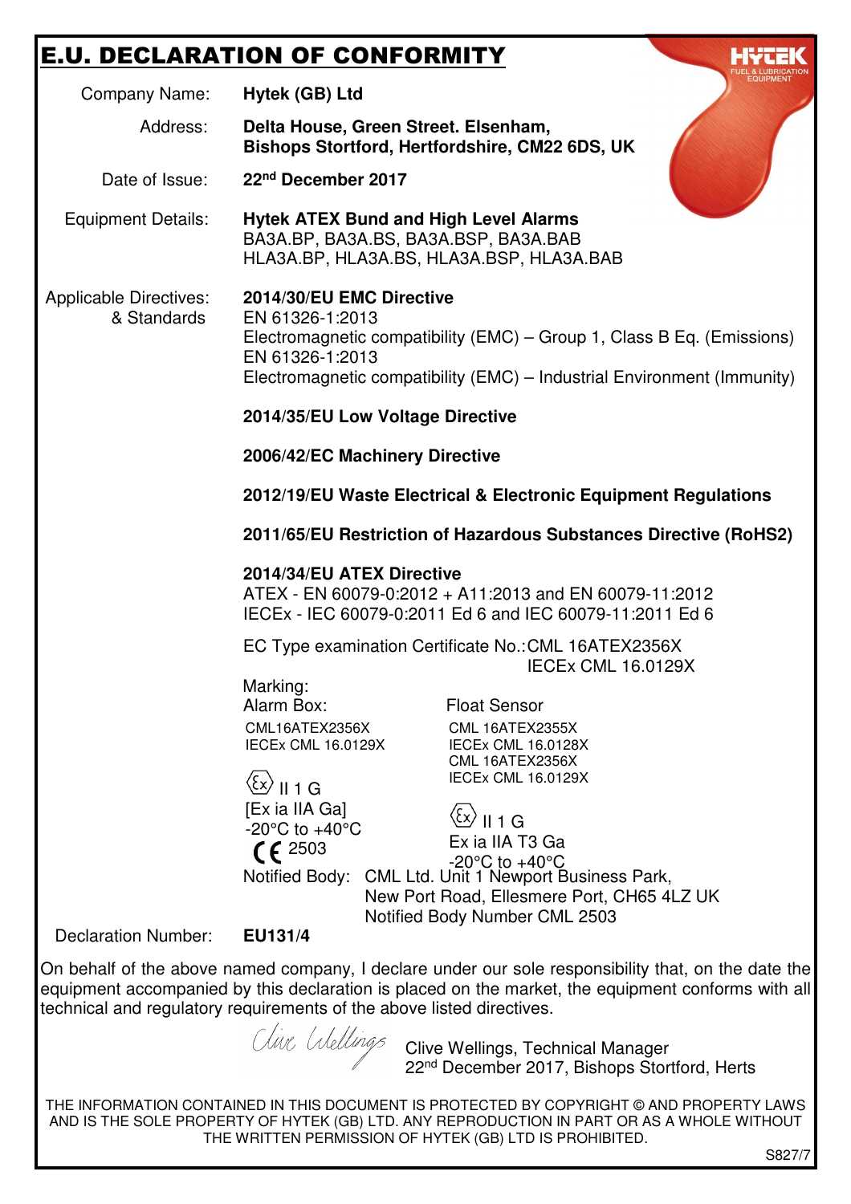# E.U. DECLARATION OF CONFORMITY

HYTEK FUEL & LUBRICATION EQUIPMENT

Company Name: **Hytek (GB) Ltd**

Address: **Delta House, Green Street. Elsenham, Bishops Stortford, Hertfordshire, CM22 6DS, UK**

Date of Issue: **22nd December 2017**

Equipment Details: **Hytek ATEX Bund and High Level Alarms**
BA3A.BP, BA3A.BS, BA3A.BSP, BA3A.BAB
HLA3A.BP, HLA3A.BS, HLA3A.BSP, HLA3A.BAB

Applicable Directives: & Standards

**2014/30/EU EMC Directive**
EN 61326-1:2013
Electromagnetic compatibility (EMC) – Group 1, Class B Eq. (Emissions)
EN 61326-1:2013
Electromagnetic compatibility (EMC) – Industrial Environment (Immunity)

**2014/35/EU Low Voltage Directive**

**2006/42/EC Machinery Directive**

**2012/19/EU Waste Electrical & Electronic Equipment Regulations**

**2011/65/EU Restriction of Hazardous Substances Directive (RoHS2)**

**2014/34/EU ATEX Directive**
ATEX - EN 60079-0:2012 + A11:2013 and EN 60079-11:2012
IECEx - IEC 60079-0:2011 Ed 6 and IEC 60079-11:2011 Ed 6

EC Type examination Certificate No.: CML 16ATEX2356X
IECEx CML 16.0129X

Marking:

| Alarm Box: | Float Sensor |
|---|---|
| CML16ATEX2356X | CML 16ATEX2355X |
| IECEx CML 16.0129X | IECEx CML 16.0128X |
| | CML 16ATEX2356X |
| | IECEx CML 16.0129X |
| ⟨Ex⟩ II 1 G | ⟨Ex⟩ II 1 G |
| [Ex ia IIA Ga] | Ex ia IIA T3 Ga |
| -20°C to +40°C | -20°C to +40°C |
| CE 2503 | |

Notified Body: CML Ltd. Unit 1 Newport Business Park, New Port Road, Ellesmere Port, CH65 4LZ UK
Notified Body Number CML 2503

Declaration Number: **EU131/4**

On behalf of the above named company, I declare under our sole responsibility that, on the date the equipment accompanied by this declaration is placed on the market, the equipment conforms with all technical and regulatory requirements of the above listed directives.

*Clive Wellings*

Clive Wellings, Technical Manager
22nd December 2017, Bishops Stortford, Herts

THE INFORMATION CONTAINED IN THIS DOCUMENT IS PROTECTED BY COPYRIGHT © AND PROPERTY LAWS AND IS THE SOLE PROPERTY OF HYTEK (GB) LTD. ANY REPRODUCTION IN PART OR AS A WHOLE WITHOUT THE WRITTEN PERMISSION OF HYTEK (GB) LTD IS PROHIBITED.

S827/7